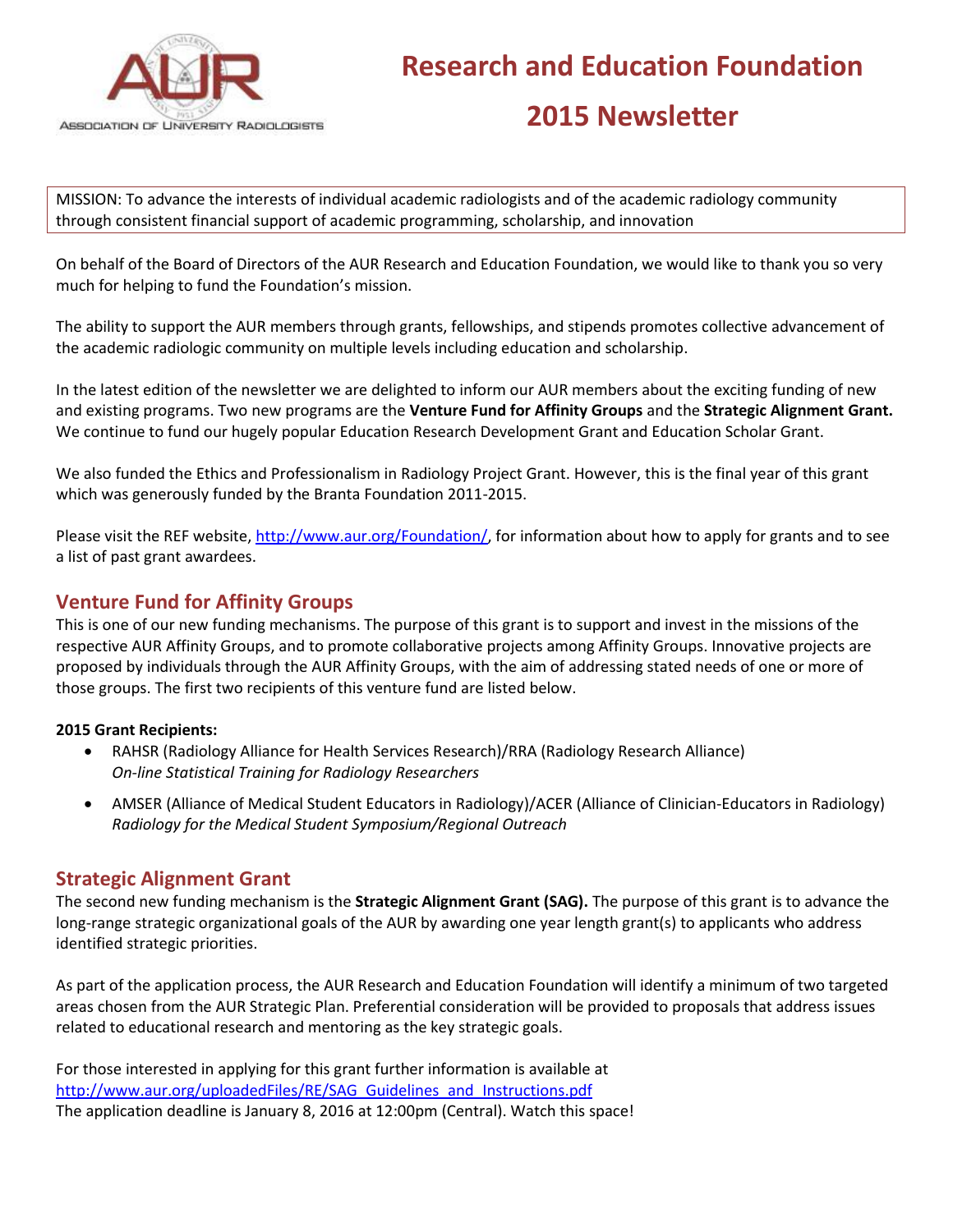ASSOCIATION OF UNIVERSITY RADIOLOGISTS

# Research and Education Foundation

# 2015 Newsletter

MISSION: To advance the interests of individual academic radiologists and of the academic radiology community through consistent financial support of academic programming, scholarship, and innovation

On behalf of the Board of Directors of the AUR Research and Education Foundation, we would like to thank you so very much for helping to fund the Foundation's mission.

The ability to support the AUR members through grants, fellowships, and stipends promotes collective advancement of the academic radiologic community on multiple levels including education and scholarship.

In the latest edition of the newsletter we are delighted to inform our AUR members about the exciting funding of new and existing programs. Two new programs are the **Venture Fund for Affinity Groups** and the **Strategic Alignment Grant.** We continue to fund our hugely popular Education Research Development Grant and Education Scholar Grant.

We also funded the Ethics and Professionalism in Radiology Project Grant. However, this is the final year of this grant which was generously funded by the Branta Foundation 2011-2015.

Please visit the REF website, [http://www.aur.org/Foundation/](http://www.aur.org/Foundation/), for information about how to apply for grants and to see a list of past grant awardees.

## Venture Fund for Affinity Groups

This is one of our new funding mechanisms. The purpose of this grant is to support and invest in the missions of the respective AUR Affinity Groups, and to promote collaborative projects among Affinity Groups. Innovative projects are proposed by individuals through the AUR Affinity Groups, with the aim of addressing stated needs of one or more of those groups. The first two recipients of this venture fund are listed below.

**2015 Grant Recipients:**

- RAHSR (Radiology Alliance for Health Services Research)/RRA (Radiology Research Alliance)
  *On-line Statistical Training for Radiology Researchers*
- AMSER (Alliance of Medical Student Educators in Radiology)/ACER (Alliance of Clinician-Educators in Radiology)
  *Radiology for the Medical Student Symposium/Regional Outreach*

## Strategic Alignment Grant

The second new funding mechanism is the **Strategic Alignment Grant (SAG).** The purpose of this grant is to advance the long-range strategic organizational goals of the AUR by awarding one year length grant(s) to applicants who address identified strategic priorities.

As part of the application process, the AUR Research and Education Foundation will identify a minimum of two targeted areas chosen from the AUR Strategic Plan. Preferential consideration will be provided to proposals that address issues related to educational research and mentoring as the key strategic goals.

For those interested in applying for this grant further information is available at
[http://www.aur.org/uploadedFiles/RE/SAG_Guidelines_and_Instructions.pdf](http://www.aur.org/uploadedFiles/RE/SAG_Guidelines_and_Instructions.pdf)
The application deadline is January 8, 2016 at 12:00pm (Central). Watch this space!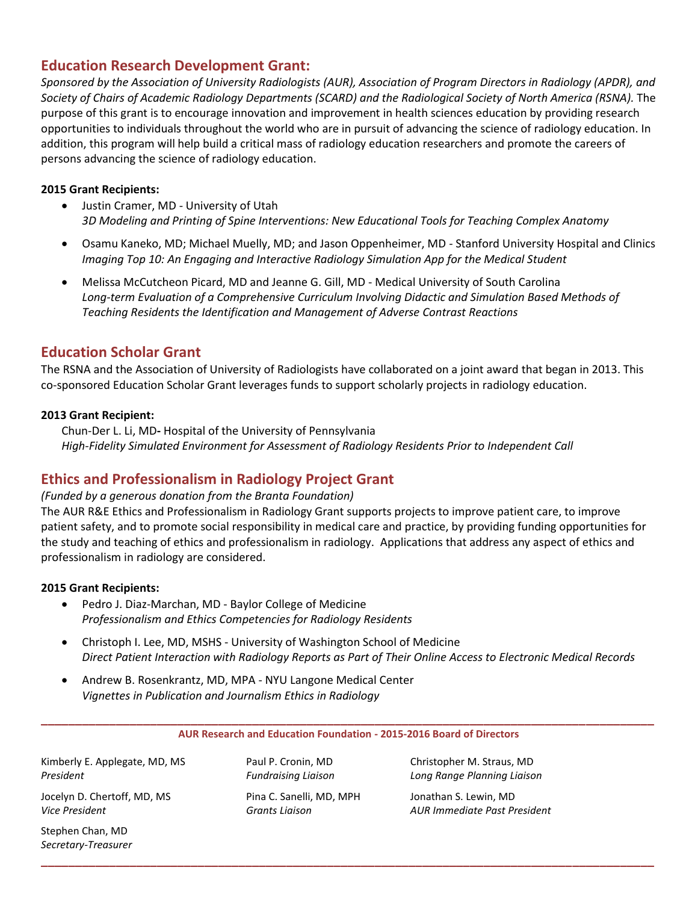## Education Research Development Grant:

*Sponsored by the Association of University Radiologists (AUR), Association of Program Directors in Radiology (APDR), and Society of Chairs of Academic Radiology Departments (SCARD) and the Radiological Society of North America (RSNA).* The purpose of this grant is to encourage innovation and improvement in health sciences education by providing research opportunities to individuals throughout the world who are in pursuit of advancing the science of radiology education. In addition, this program will help build a critical mass of radiology education researchers and promote the careers of persons advancing the science of radiology education.

**2015 Grant Recipients:**

- Justin Cramer, MD - University of Utah
  *3D Modeling and Printing of Spine Interventions: New Educational Tools for Teaching Complex Anatomy*
- Osamu Kaneko, MD; Michael Muelly, MD; and Jason Oppenheimer, MD - Stanford University Hospital and Clinics
  *Imaging Top 10: An Engaging and Interactive Radiology Simulation App for the Medical Student*
- Melissa McCutcheon Picard, MD and Jeanne G. Gill, MD - Medical University of South Carolina
  *Long-term Evaluation of a Comprehensive Curriculum Involving Didactic and Simulation Based Methods of Teaching Residents the Identification and Management of Adverse Contrast Reactions*

## Education Scholar Grant

The RSNA and the Association of University of Radiologists have collaborated on a joint award that began in 2013. This co-sponsored Education Scholar Grant leverages funds to support scholarly projects in radiology education.

**2013 Grant Recipient:**

Chun-Der L. Li, MD**-** Hospital of the University of Pennsylvania
*High-Fidelity Simulated Environment for Assessment of Radiology Residents Prior to Independent Call*

## Ethics and Professionalism in Radiology Project Grant

*(Funded by a generous donation from the Branta Foundation)*

The AUR R&E Ethics and Professionalism in Radiology Grant supports projects to improve patient care, to improve patient safety, and to promote social responsibility in medical care and practice, by providing funding opportunities for the study and teaching of ethics and professionalism in radiology. Applications that address any aspect of ethics and professionalism in radiology are considered.

**2015 Grant Recipients:**

- Pedro J. Diaz-Marchan, MD - Baylor College of Medicine
  *Professionalism and Ethics Competencies for Radiology Residents*
- Christoph I. Lee, MD, MSHS - University of Washington School of Medicine
  *Direct Patient Interaction with Radiology Reports as Part of Their Online Access to Electronic Medical Records*
- Andrew B. Rosenkrantz, MD, MPA - NYU Langone Medical Center
  *Vignettes in Publication and Journalism Ethics in Radiology*

---

**AUR Research and Education Foundation - 2015-2016 Board of Directors**

Kimberly E. Applegate, MD, MS
*President*

Jocelyn D. Chertoff, MD, MS
*Vice President*

Stephen Chan, MD
*Secretary-Treasurer*

Paul P. Cronin, MD
*Fundraising Liaison*

Pina C. Sanelli, MD, MPH
*Grants Liaison*

Christopher M. Straus, MD
*Long Range Planning Liaison*

Jonathan S. Lewin, MD
*AUR Immediate Past President*

---